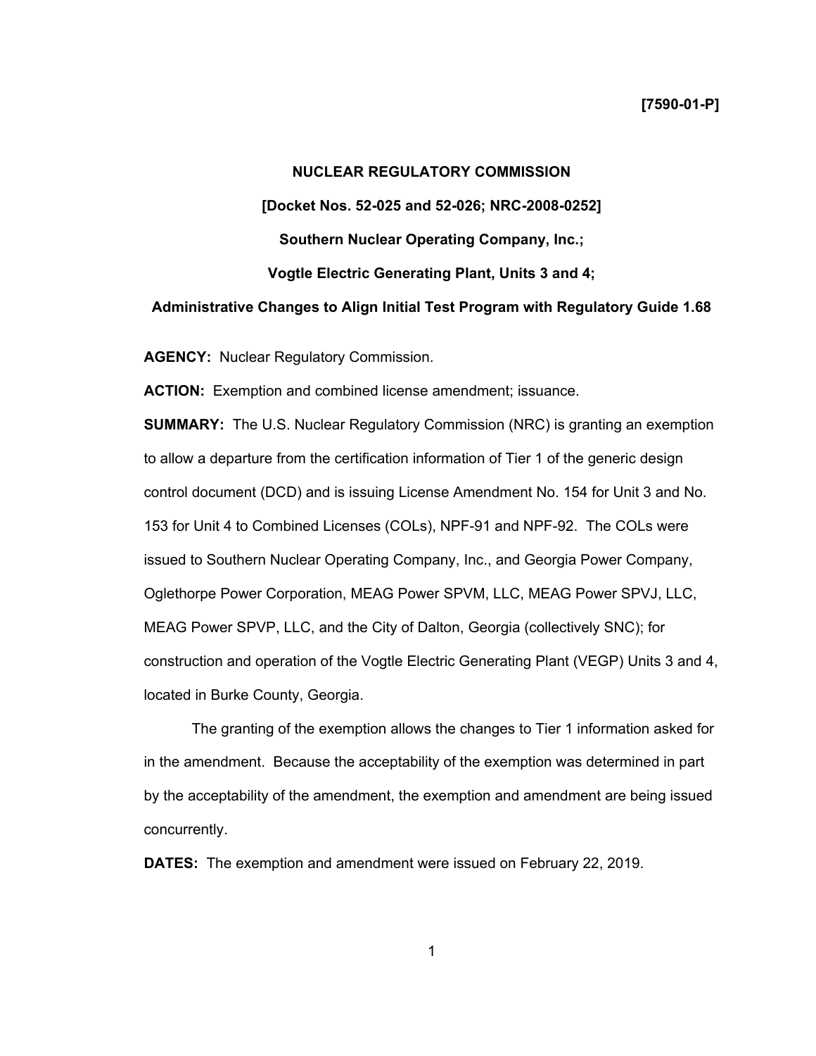**[7590-01-P]**

**NUCLEAR REGULATORY COMMISSION**

**[Docket Nos. 52-025 and 52-026; NRC-2008-0252]**

**Southern Nuclear Operating Company, Inc.;**

**Vogtle Electric Generating Plant, Units 3 and 4;**

**Administrative Changes to Align Initial Test Program with Regulatory Guide 1.68**

**AGENCY:** Nuclear Regulatory Commission.

**ACTION:** Exemption and combined license amendment; issuance.

**SUMMARY:** The U.S. Nuclear Regulatory Commission (NRC) is granting an exemption to allow a departure from the certification information of Tier 1 of the generic design control document (DCD) and is issuing License Amendment No. 154 for Unit 3 and No. 153 for Unit 4 to Combined Licenses (COLs), NPF-91 and NPF-92. The COLs were issued to Southern Nuclear Operating Company, Inc., and Georgia Power Company, Oglethorpe Power Corporation, MEAG Power SPVM, LLC, MEAG Power SPVJ, LLC, MEAG Power SPVP, LLC, and the City of Dalton, Georgia (collectively SNC); for construction and operation of the Vogtle Electric Generating Plant (VEGP) Units 3 and 4, located in Burke County, Georgia.

The granting of the exemption allows the changes to Tier 1 information asked for in the amendment. Because the acceptability of the exemption was determined in part by the acceptability of the amendment, the exemption and amendment are being issued concurrently.

**DATES:** The exemption and amendment were issued on February 22, 2019.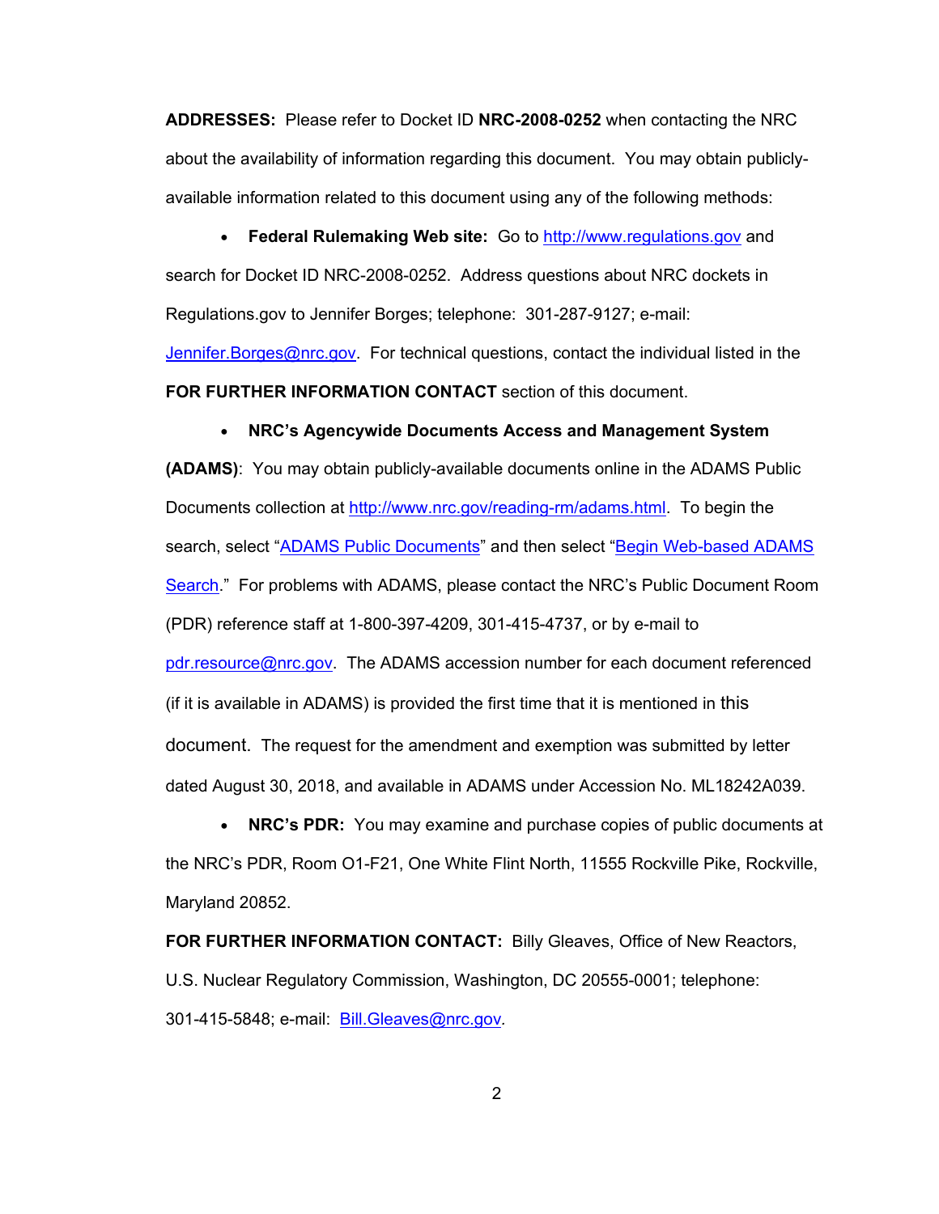**ADDRESSES:** Please refer to Docket ID **NRC-2008-0252** when contacting the NRC about the availability of information regarding this document. You may obtain publicly-available information related to this document using any of the following methods:

- **Federal Rulemaking Web site:** Go to http://www.regulations.gov and search for Docket ID NRC-2008-0252. Address questions about NRC dockets in Regulations.gov to Jennifer Borges; telephone: 301-287-9127; e-mail: Jennifer.Borges@nrc.gov. For technical questions, contact the individual listed in the **FOR FURTHER INFORMATION CONTACT** section of this document.

- **NRC's Agencywide Documents Access and Management System (ADAMS)**: You may obtain publicly-available documents online in the ADAMS Public Documents collection at http://www.nrc.gov/reading-rm/adams.html. To begin the search, select "ADAMS Public Documents" and then select "Begin Web-based ADAMS Search." For problems with ADAMS, please contact the NRC's Public Document Room (PDR) reference staff at 1-800-397-4209, 301-415-4737, or by e-mail to pdr.resource@nrc.gov. The ADAMS accession number for each document referenced (if it is available in ADAMS) is provided the first time that it is mentioned in this document. The request for the amendment and exemption was submitted by letter dated August 30, 2018, and available in ADAMS under Accession No. ML18242A039.

- **NRC's PDR:** You may examine and purchase copies of public documents at the NRC's PDR, Room O1-F21, One White Flint North, 11555 Rockville Pike, Rockville, Maryland 20852.

**FOR FURTHER INFORMATION CONTACT:** Billy Gleaves, Office of New Reactors, U.S. Nuclear Regulatory Commission, Washington, DC 20555-0001; telephone: 301-415-5848; e-mail: Bill.Gleaves@nrc.gov.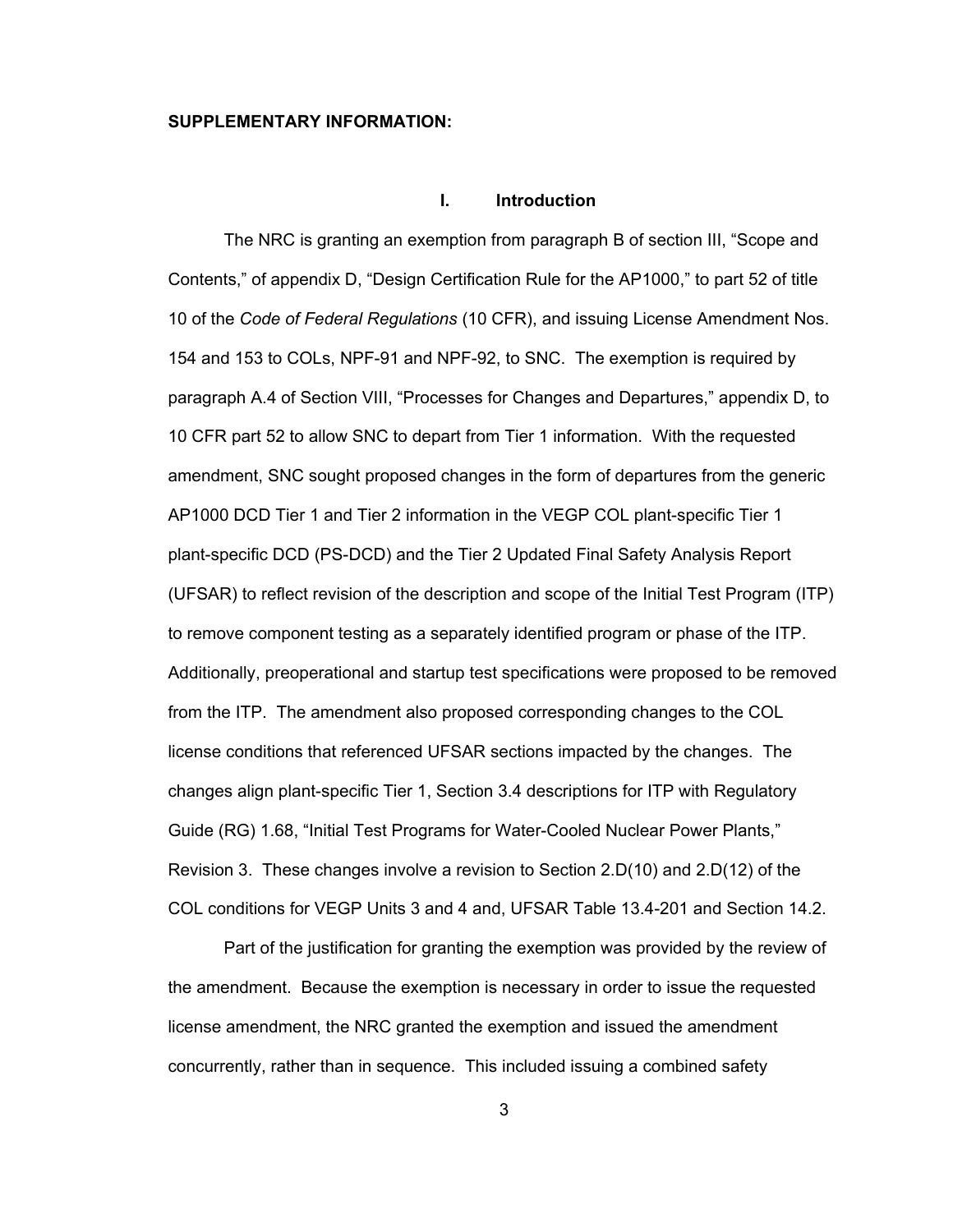**SUPPLEMENTARY INFORMATION:**

## I. Introduction

The NRC is granting an exemption from paragraph B of section III, "Scope and Contents," of appendix D, "Design Certification Rule for the AP1000," to part 52 of title 10 of the *Code of Federal Regulations* (10 CFR), and issuing License Amendment Nos. 154 and 153 to COLs, NPF-91 and NPF-92, to SNC. The exemption is required by paragraph A.4 of Section VIII, "Processes for Changes and Departures," appendix D, to 10 CFR part 52 to allow SNC to depart from Tier 1 information. With the requested amendment, SNC sought proposed changes in the form of departures from the generic AP1000 DCD Tier 1 and Tier 2 information in the VEGP COL plant-specific Tier 1 plant-specific DCD (PS-DCD) and the Tier 2 Updated Final Safety Analysis Report (UFSAR) to reflect revision of the description and scope of the Initial Test Program (ITP) to remove component testing as a separately identified program or phase of the ITP. Additionally, preoperational and startup test specifications were proposed to be removed from the ITP. The amendment also proposed corresponding changes to the COL license conditions that referenced UFSAR sections impacted by the changes. The changes align plant-specific Tier 1, Section 3.4 descriptions for ITP with Regulatory Guide (RG) 1.68, "Initial Test Programs for Water-Cooled Nuclear Power Plants," Revision 3. These changes involve a revision to Section 2.D(10) and 2.D(12) of the COL conditions for VEGP Units 3 and 4 and, UFSAR Table 13.4-201 and Section 14.2.

Part of the justification for granting the exemption was provided by the review of the amendment. Because the exemption is necessary in order to issue the requested license amendment, the NRC granted the exemption and issued the amendment concurrently, rather than in sequence. This included issuing a combined safety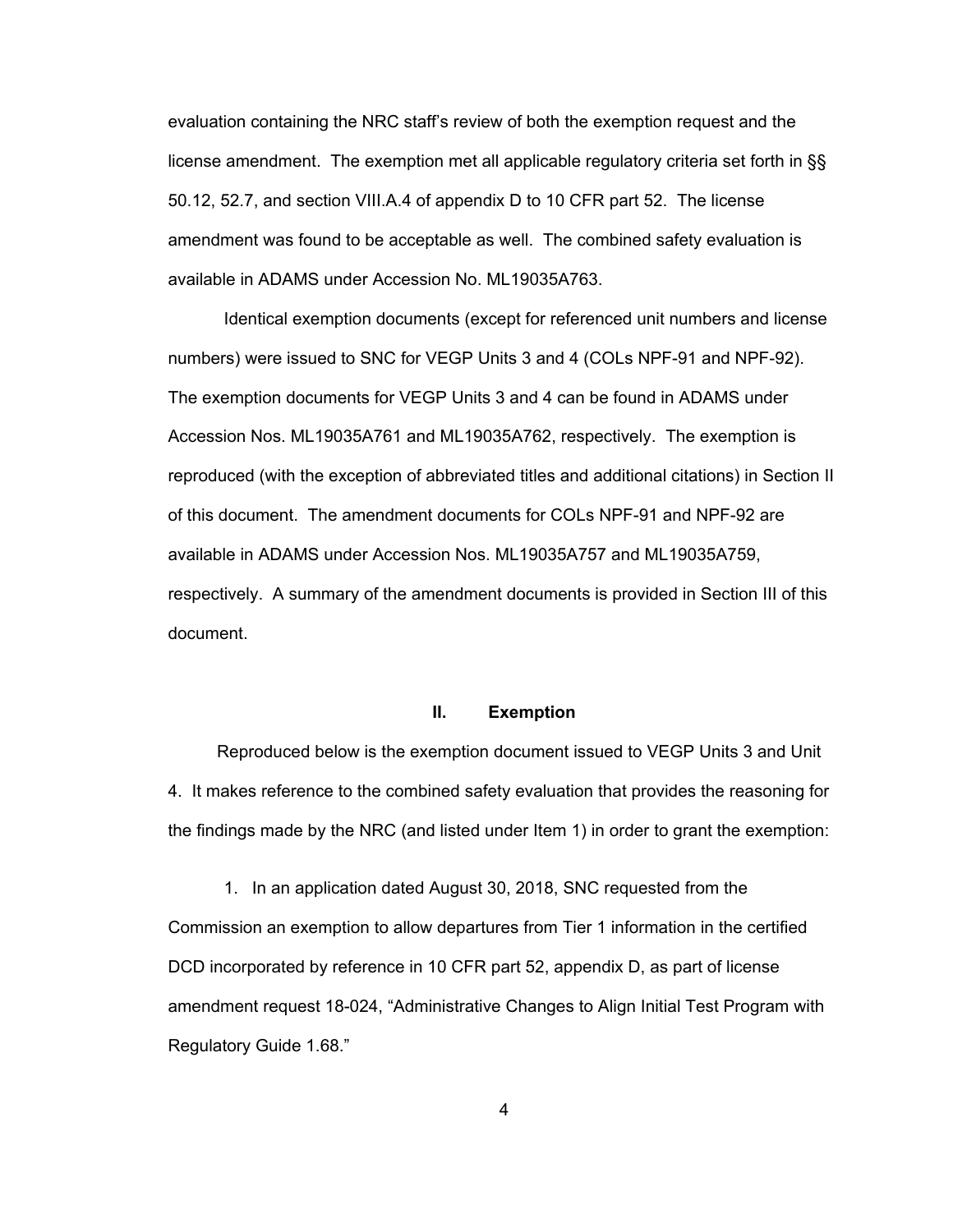evaluation containing the NRC staff's review of both the exemption request and the license amendment. The exemption met all applicable regulatory criteria set forth in §§ 50.12, 52.7, and section VIII.A.4 of appendix D to 10 CFR part 52. The license amendment was found to be acceptable as well. The combined safety evaluation is available in ADAMS under Accession No. ML19035A763.

Identical exemption documents (except for referenced unit numbers and license numbers) were issued to SNC for VEGP Units 3 and 4 (COLs NPF-91 and NPF-92). The exemption documents for VEGP Units 3 and 4 can be found in ADAMS under Accession Nos. ML19035A761 and ML19035A762, respectively. The exemption is reproduced (with the exception of abbreviated titles and additional citations) in Section II of this document. The amendment documents for COLs NPF-91 and NPF-92 are available in ADAMS under Accession Nos. ML19035A757 and ML19035A759, respectively. A summary of the amendment documents is provided in Section III of this document.

## II. Exemption

Reproduced below is the exemption document issued to VEGP Units 3 and Unit 4. It makes reference to the combined safety evaluation that provides the reasoning for the findings made by the NRC (and listed under Item 1) in order to grant the exemption:

1. In an application dated August 30, 2018, SNC requested from the Commission an exemption to allow departures from Tier 1 information in the certified DCD incorporated by reference in 10 CFR part 52, appendix D, as part of license amendment request 18-024, "Administrative Changes to Align Initial Test Program with Regulatory Guide 1.68."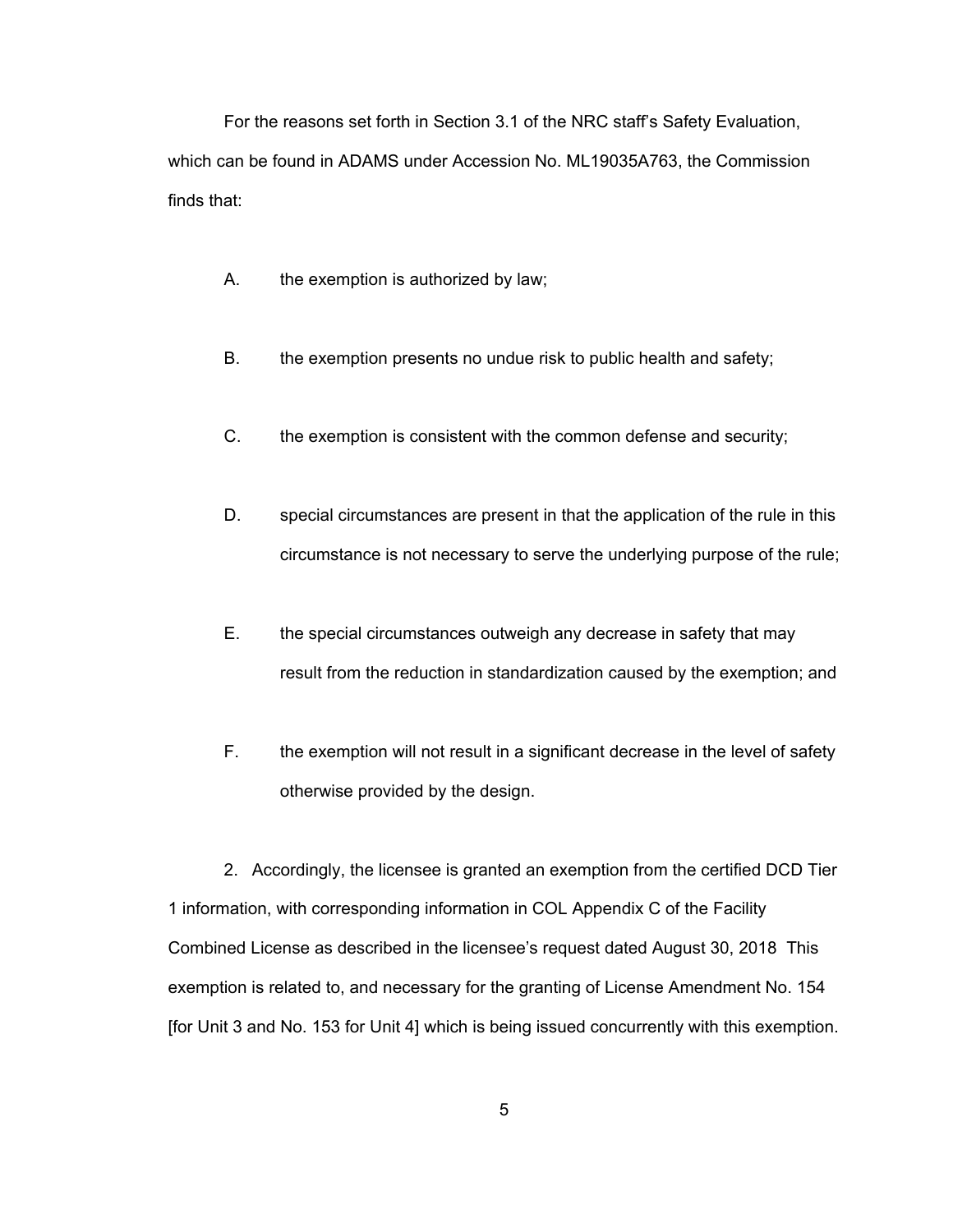For the reasons set forth in Section 3.1 of the NRC staff's Safety Evaluation, which can be found in ADAMS under Accession No. ML19035A763, the Commission finds that:

A. the exemption is authorized by law;

B. the exemption presents no undue risk to public health and safety;

C. the exemption is consistent with the common defense and security;

D. special circumstances are present in that the application of the rule in this circumstance is not necessary to serve the underlying purpose of the rule;

E. the special circumstances outweigh any decrease in safety that may result from the reduction in standardization caused by the exemption; and

F. the exemption will not result in a significant decrease in the level of safety otherwise provided by the design.

2. Accordingly, the licensee is granted an exemption from the certified DCD Tier 1 information, with corresponding information in COL Appendix C of the Facility Combined License as described in the licensee's request dated August 30, 2018 This exemption is related to, and necessary for the granting of License Amendment No. 154 [for Unit 3 and No. 153 for Unit 4] which is being issued concurrently with this exemption.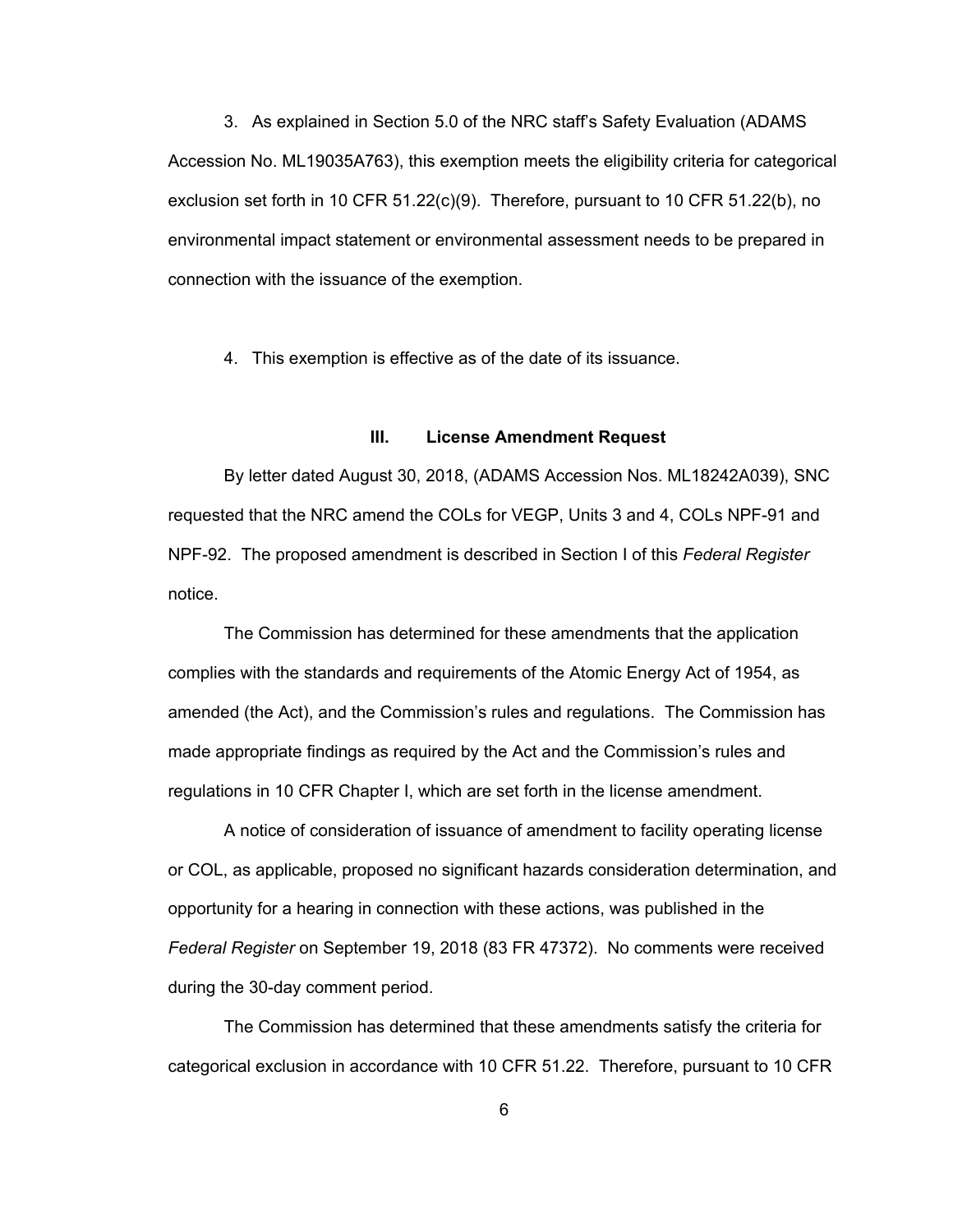3. As explained in Section 5.0 of the NRC staff's Safety Evaluation (ADAMS Accession No. ML19035A763), this exemption meets the eligibility criteria for categorical exclusion set forth in 10 CFR 51.22(c)(9). Therefore, pursuant to 10 CFR 51.22(b), no environmental impact statement or environmental assessment needs to be prepared in connection with the issuance of the exemption.

4. This exemption is effective as of the date of its issuance.

## III. License Amendment Request

By letter dated August 30, 2018, (ADAMS Accession Nos. ML18242A039), SNC requested that the NRC amend the COLs for VEGP, Units 3 and 4, COLs NPF-91 and NPF-92. The proposed amendment is described in Section I of this *Federal Register* notice.

The Commission has determined for these amendments that the application complies with the standards and requirements of the Atomic Energy Act of 1954, as amended (the Act), and the Commission's rules and regulations. The Commission has made appropriate findings as required by the Act and the Commission's rules and regulations in 10 CFR Chapter I, which are set forth in the license amendment.

A notice of consideration of issuance of amendment to facility operating license or COL, as applicable, proposed no significant hazards consideration determination, and opportunity for a hearing in connection with these actions, was published in the *Federal Register* on September 19, 2018 (83 FR 47372). No comments were received during the 30-day comment period.

The Commission has determined that these amendments satisfy the criteria for categorical exclusion in accordance with 10 CFR 51.22. Therefore, pursuant to 10 CFR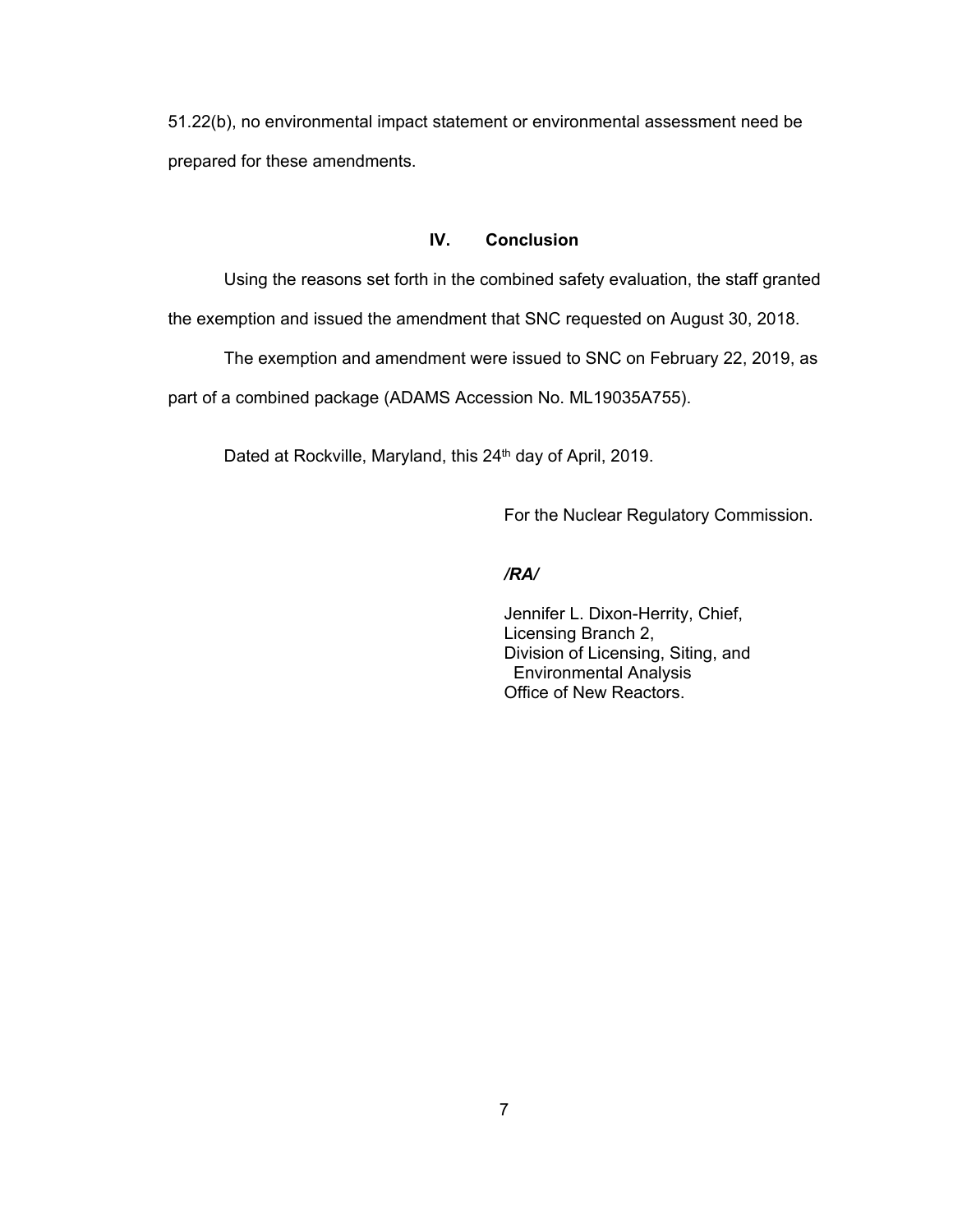51.22(b), no environmental impact statement or environmental assessment need be prepared for these amendments.

## IV. Conclusion

Using the reasons set forth in the combined safety evaluation, the staff granted the exemption and issued the amendment that SNC requested on August 30, 2018.

The exemption and amendment were issued to SNC on February 22, 2019, as part of a combined package (ADAMS Accession No. ML19035A755).

Dated at Rockville, Maryland, this 24th day of April, 2019.

For the Nuclear Regulatory Commission.

***/RA/***

Jennifer L. Dixon-Herrity, Chief,
Licensing Branch 2,
Division of Licensing, Siting, and
Environmental Analysis
Office of New Reactors.